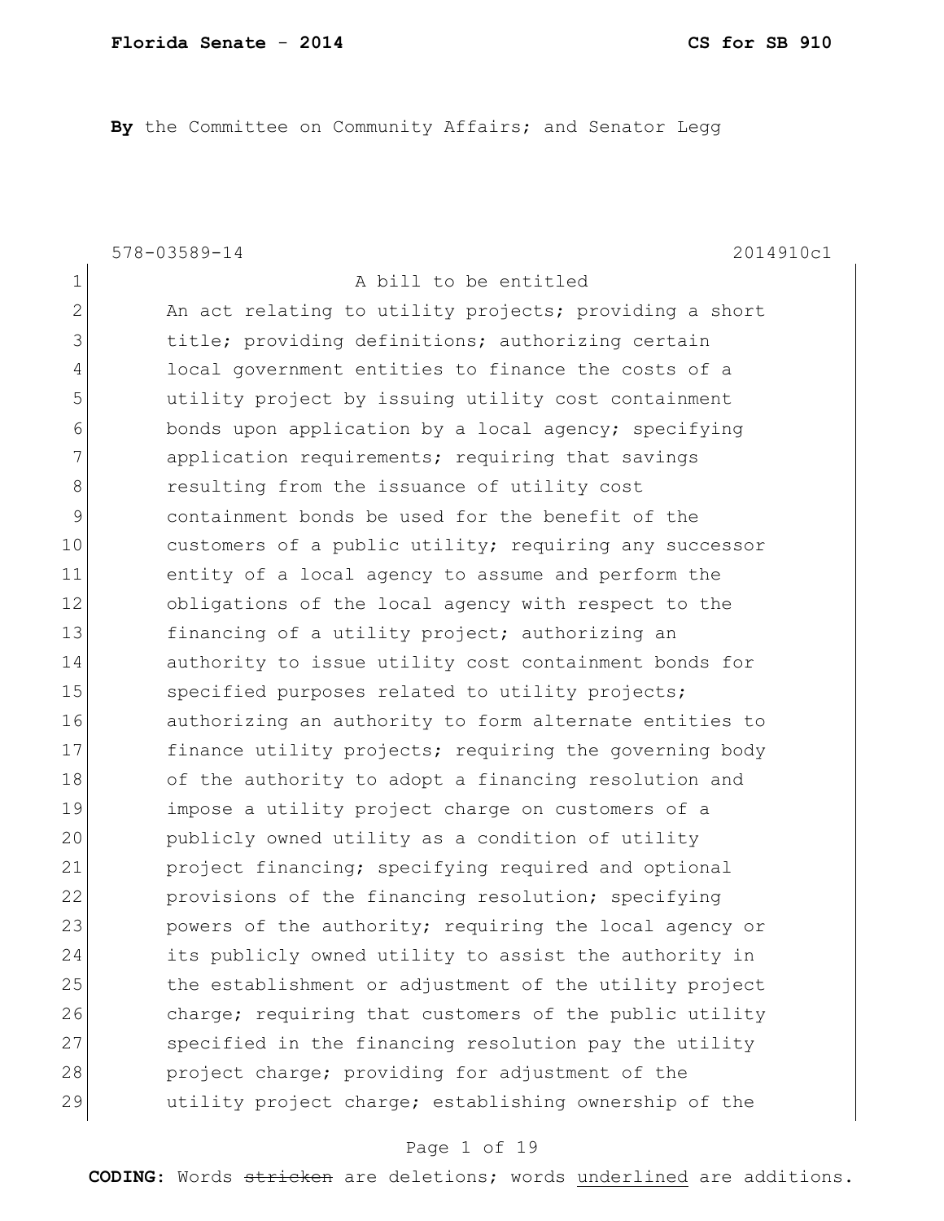**By** the Committee on Community Affairs; and Senator Legg

578-03589-14 2014910c1

1 A bill to be entitled
2 An act relating to utility projects; providing a short
3 title; providing definitions; authorizing certain
4 local government entities to finance the costs of a
5 utility project by issuing utility cost containment
6 bonds upon application by a local agency; specifying
7 application requirements; requiring that savings
8 resulting from the issuance of utility cost
9 containment bonds be used for the benefit of the
10 customers of a public utility; requiring any successor
11 entity of a local agency to assume and perform the
12 obligations of the local agency with respect to the
13 financing of a utility project; authorizing an
14 authority to issue utility cost containment bonds for
15 specified purposes related to utility projects;
16 authorizing an authority to form alternate entities to
17 finance utility projects; requiring the governing body
18 of the authority to adopt a financing resolution and
19 impose a utility project charge on customers of a
20 publicly owned utility as a condition of utility
21 project financing; specifying required and optional
22 provisions of the financing resolution; specifying
23 powers of the authority; requiring the local agency or
24 its publicly owned utility to assist the authority in
25 the establishment or adjustment of the utility project
26 charge; requiring that customers of the public utility
27 specified in the financing resolution pay the utility
28 project charge; providing for adjustment of the
29 utility project charge; establishing ownership of the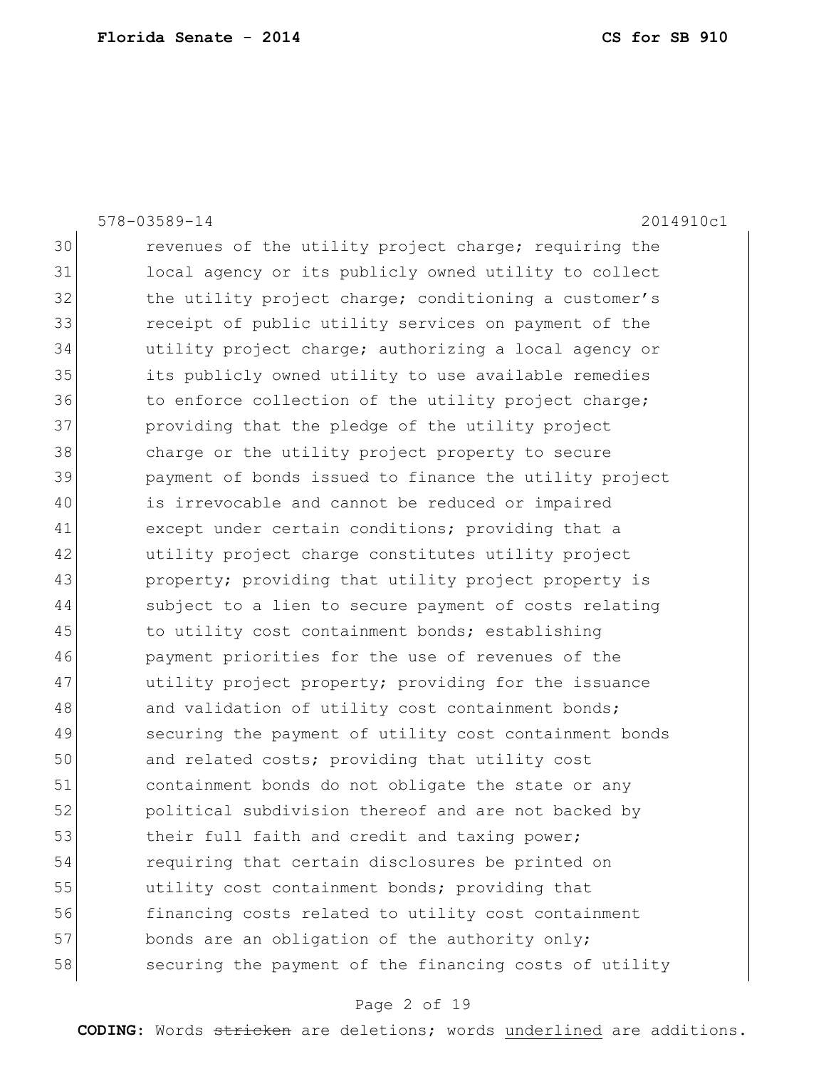revenues of the utility project charge; requiring the local agency or its publicly owned utility to collect the utility project charge; conditioning a customer's receipt of public utility services on payment of the utility project charge; authorizing a local agency or its publicly owned utility to use available remedies to enforce collection of the utility project charge; providing that the pledge of the utility project charge or the utility project property to secure payment of bonds issued to finance the utility project is irrevocable and cannot be reduced or impaired except under certain conditions; providing that a utility project charge constitutes utility project property; providing that utility project property is subject to a lien to secure payment of costs relating to utility cost containment bonds; establishing payment priorities for the use of revenues of the utility project property; providing for the issuance and validation of utility cost containment bonds; securing the payment of utility cost containment bonds and related costs; providing that utility cost containment bonds do not obligate the state or any political subdivision thereof and are not backed by their full faith and credit and taxing power; requiring that certain disclosures be printed on utility cost containment bonds; providing that financing costs related to utility cost containment bonds are an obligation of the authority only; securing the payment of the financing costs of utility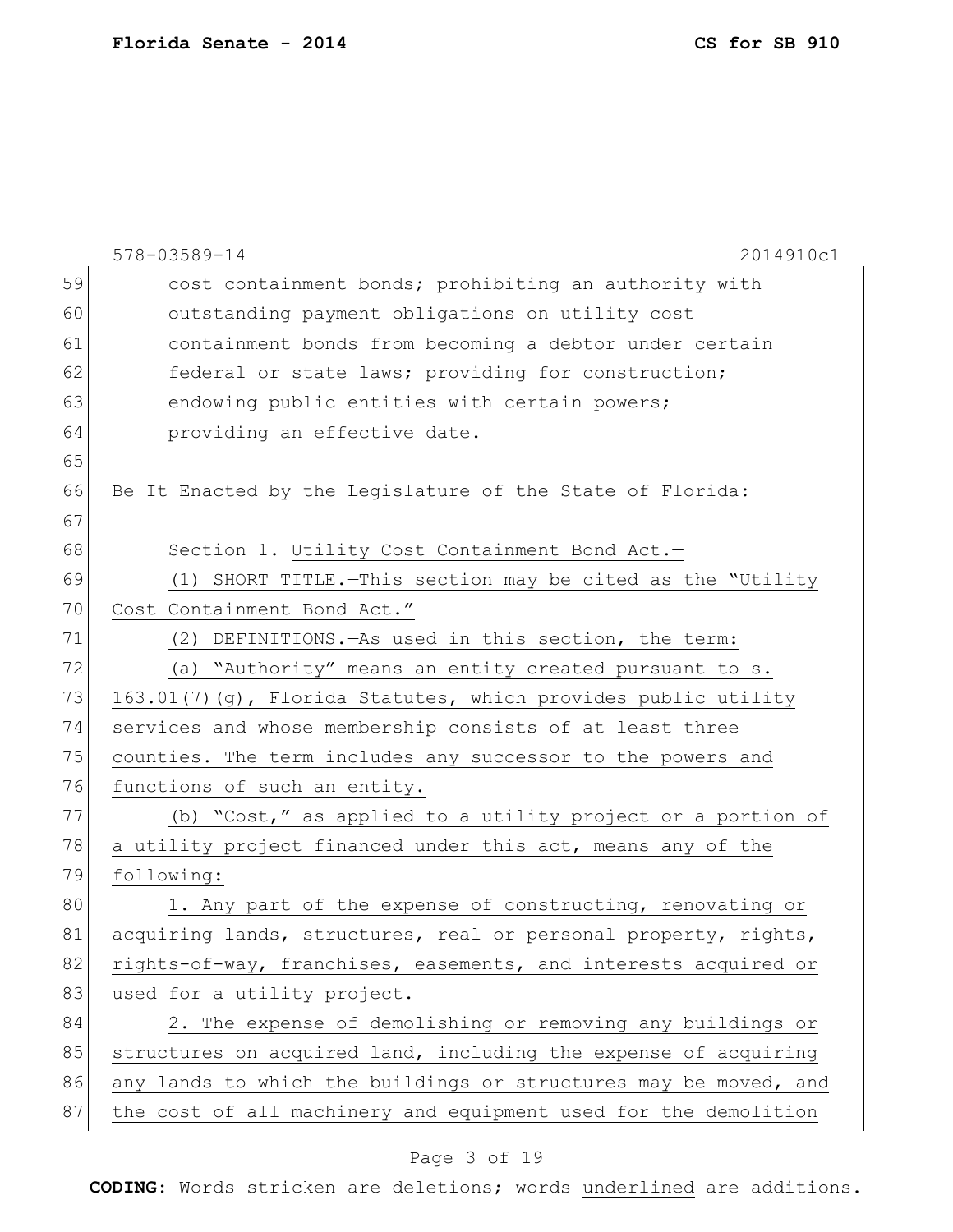cost containment bonds; prohibiting an authority with outstanding payment obligations on utility cost containment bonds from becoming a debtor under certain federal or state laws; providing for construction; endowing public entities with certain powers; providing an effective date.

Be It Enacted by the Legislature of the State of Florida:

Section 1. <u>Utility Cost Containment Bond Act.—</u>

<u>(1) SHORT TITLE.—This section may be cited as the "Utility Cost Containment Bond Act."</u>

<u>(2) DEFINITIONS.—As used in this section, the term:</u>

<u>(a) "Authority" means an entity created pursuant to s. 163.01(7)(g), Florida Statutes, which provides public utility services and whose membership consists of at least three counties. The term includes any successor to the powers and functions of such an entity.</u>

<u>(b) "Cost," as applied to a utility project or a portion of a utility project financed under this act, means any of the following:</u>

<u>1. Any part of the expense of constructing, renovating or acquiring lands, structures, real or personal property, rights, rights-of-way, franchises, easements, and interests acquired or used for a utility project.</u>

<u>2. The expense of demolishing or removing any buildings or structures on acquired land, including the expense of acquiring any lands to which the buildings or structures may be moved, and the cost of all machinery and equipment used for the demolition</u>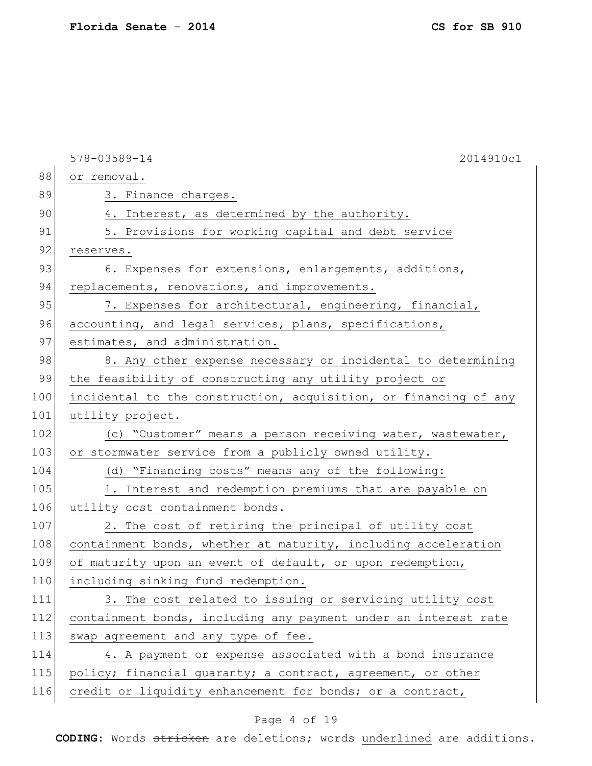or removal.

3. Finance charges.

4. Interest, as determined by the authority.

5. Provisions for working capital and debt service reserves.

6. Expenses for extensions, enlargements, additions, replacements, renovations, and improvements.

7. Expenses for architectural, engineering, financial, accounting, and legal services, plans, specifications, estimates, and administration.

8. Any other expense necessary or incidental to determining the feasibility of constructing any utility project or incidental to the construction, acquisition, or financing of any utility project.

(c) "Customer" means a person receiving water, wastewater, or stormwater service from a publicly owned utility.

(d) "Financing costs" means any of the following:

1. Interest and redemption premiums that are payable on utility cost containment bonds.

2. The cost of retiring the principal of utility cost containment bonds, whether at maturity, including acceleration of maturity upon an event of default, or upon redemption, including sinking fund redemption.

3. The cost related to issuing or servicing utility cost containment bonds, including any payment under an interest rate swap agreement and any type of fee.

4. A payment or expense associated with a bond insurance policy; financial guaranty; a contract, agreement, or other credit or liquidity enhancement for bonds; or a contract,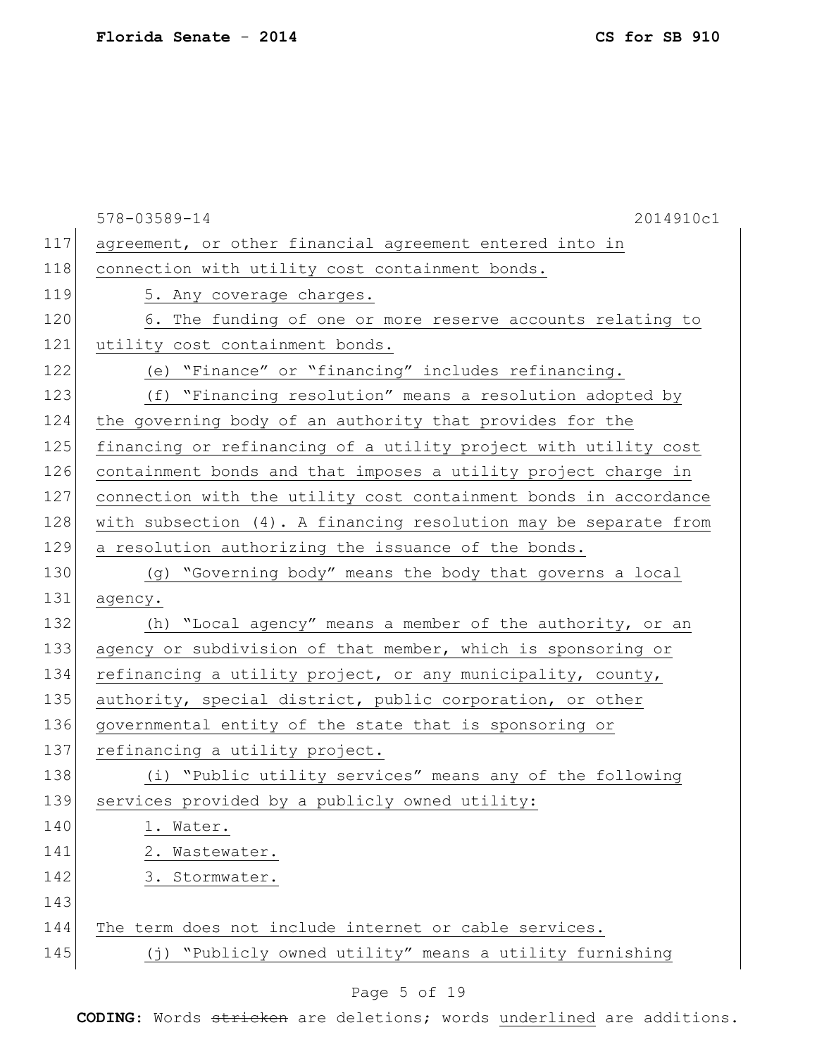agreement, or other financial agreement entered into in connection with utility cost containment bonds.

5. Any coverage charges.

6. The funding of one or more reserve accounts relating to utility cost containment bonds.

(e) "Finance" or "financing" includes refinancing.

(f) "Financing resolution" means a resolution adopted by the governing body of an authority that provides for the financing or refinancing of a utility project with utility cost containment bonds and that imposes a utility project charge in connection with the utility cost containment bonds in accordance with subsection (4). A financing resolution may be separate from a resolution authorizing the issuance of the bonds.

(g) "Governing body" means the body that governs a local agency.

(h) "Local agency" means a member of the authority, or an agency or subdivision of that member, which is sponsoring or refinancing a utility project, or any municipality, county, authority, special district, public corporation, or other governmental entity of the state that is sponsoring or refinancing a utility project.

(i) "Public utility services" means any of the following services provided by a publicly owned utility:

1. Water.
2. Wastewater.
3. Stormwater.

The term does not include internet or cable services.

(j) "Publicly owned utility" means a utility furnishing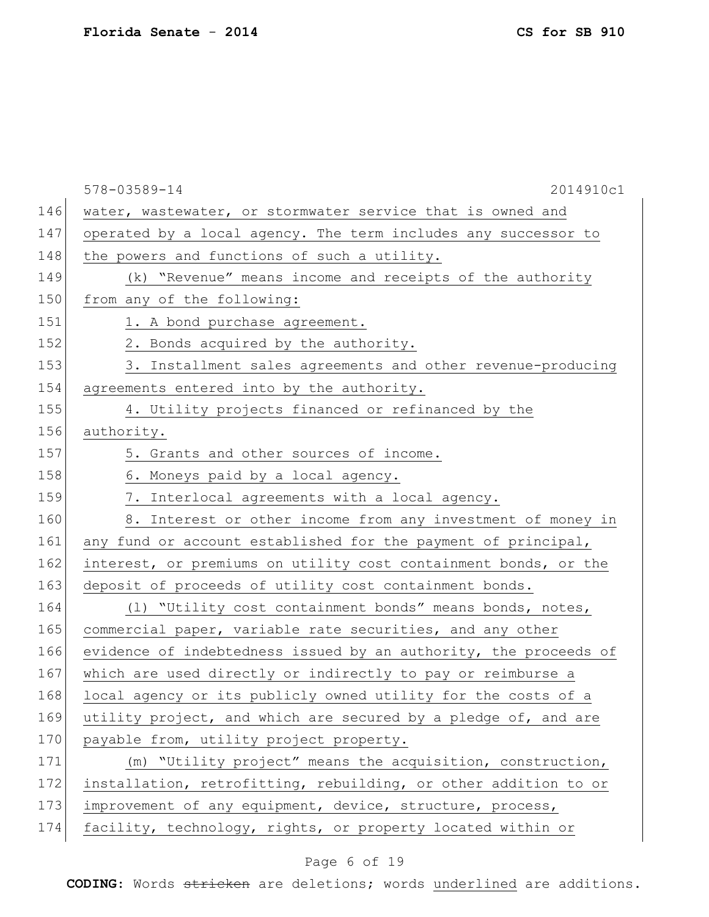water, wastewater, or stormwater service that is owned and operated by a local agency. The term includes any successor to the powers and functions of such a utility.

(k) "Revenue" means income and receipts of the authority from any of the following:

1. A bond purchase agreement.

2. Bonds acquired by the authority.

3. Installment sales agreements and other revenue-producing agreements entered into by the authority.

4. Utility projects financed or refinanced by the authority.

5. Grants and other sources of income.

6. Moneys paid by a local agency.

7. Interlocal agreements with a local agency.

8. Interest or other income from any investment of money in any fund or account established for the payment of principal, interest, or premiums on utility cost containment bonds, or the deposit of proceeds of utility cost containment bonds.

(l) "Utility cost containment bonds" means bonds, notes, commercial paper, variable rate securities, and any other evidence of indebtedness issued by an authority, the proceeds of which are used directly or indirectly to pay or reimburse a local agency or its publicly owned utility for the costs of a utility project, and which are secured by a pledge of, and are payable from, utility project property.

(m) "Utility project" means the acquisition, construction, installation, retrofitting, rebuilding, or other addition to or improvement of any equipment, device, structure, process, facility, technology, rights, or property located within or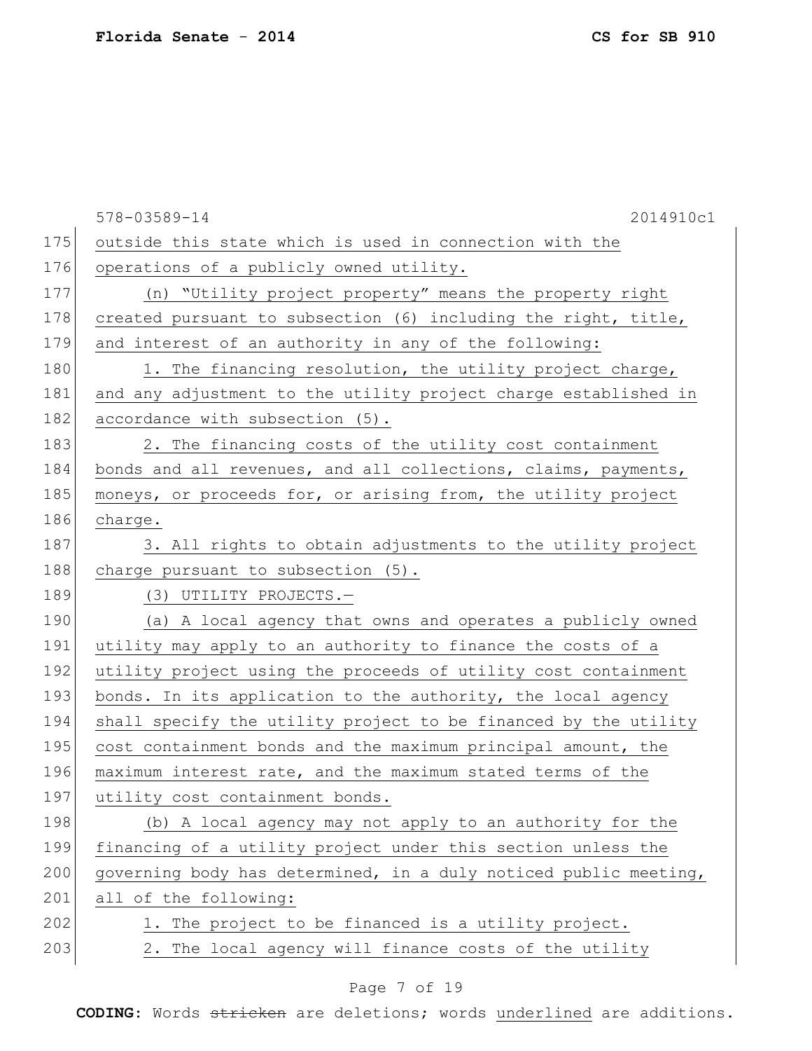outside this state which is used in connection with the operations of a publicly owned utility.

(n) "Utility project property" means the property right created pursuant to subsection (6) including the right, title, and interest of an authority in any of the following:

1. The financing resolution, the utility project charge, and any adjustment to the utility project charge established in accordance with subsection (5).

2. The financing costs of the utility cost containment bonds and all revenues, and all collections, claims, payments, moneys, or proceeds for, or arising from, the utility project charge.

3. All rights to obtain adjustments to the utility project charge pursuant to subsection (5).

(3) UTILITY PROJECTS.—

(a) A local agency that owns and operates a publicly owned utility may apply to an authority to finance the costs of a utility project using the proceeds of utility cost containment bonds. In its application to the authority, the local agency shall specify the utility project to be financed by the utility cost containment bonds and the maximum principal amount, the maximum interest rate, and the maximum stated terms of the utility cost containment bonds.

(b) A local agency may not apply to an authority for the financing of a utility project under this section unless the governing body has determined, in a duly noticed public meeting, all of the following:

1. The project to be financed is a utility project.

2. The local agency will finance costs of the utility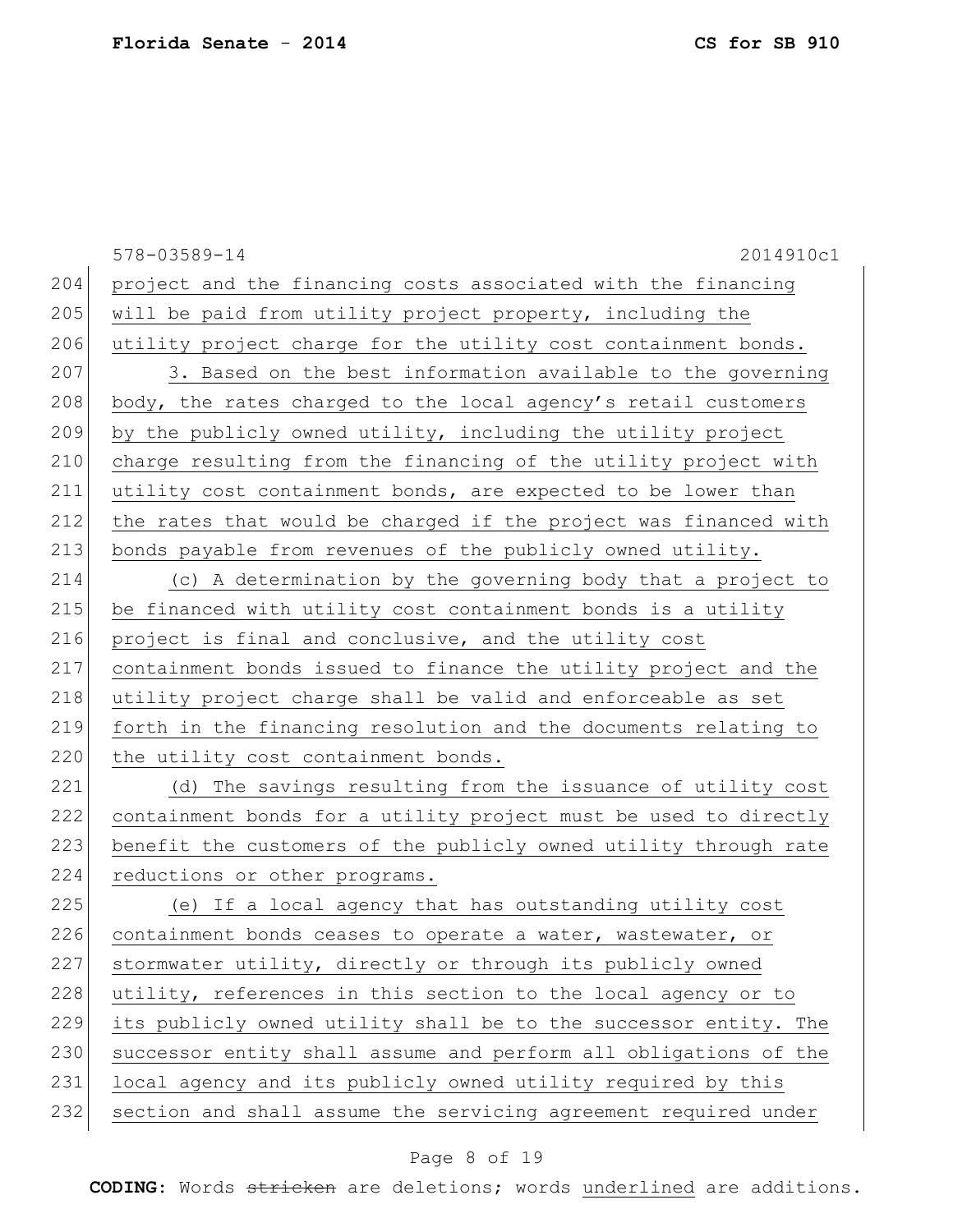project and the financing costs associated with the financing will be paid from utility project property, including the utility project charge for the utility cost containment bonds.

3. Based on the best information available to the governing body, the rates charged to the local agency's retail customers by the publicly owned utility, including the utility project charge resulting from the financing of the utility project with utility cost containment bonds, are expected to be lower than the rates that would be charged if the project was financed with bonds payable from revenues of the publicly owned utility.

(c) A determination by the governing body that a project to be financed with utility cost containment bonds is a utility project is final and conclusive, and the utility cost containment bonds issued to finance the utility project and the utility project charge shall be valid and enforceable as set forth in the financing resolution and the documents relating to the utility cost containment bonds.

(d) The savings resulting from the issuance of utility cost containment bonds for a utility project must be used to directly benefit the customers of the publicly owned utility through rate reductions or other programs.

(e) If a local agency that has outstanding utility cost containment bonds ceases to operate a water, wastewater, or stormwater utility, directly or through its publicly owned utility, references in this section to the local agency or to its publicly owned utility shall be to the successor entity. The successor entity shall assume and perform all obligations of the local agency and its publicly owned utility required by this section and shall assume the servicing agreement required under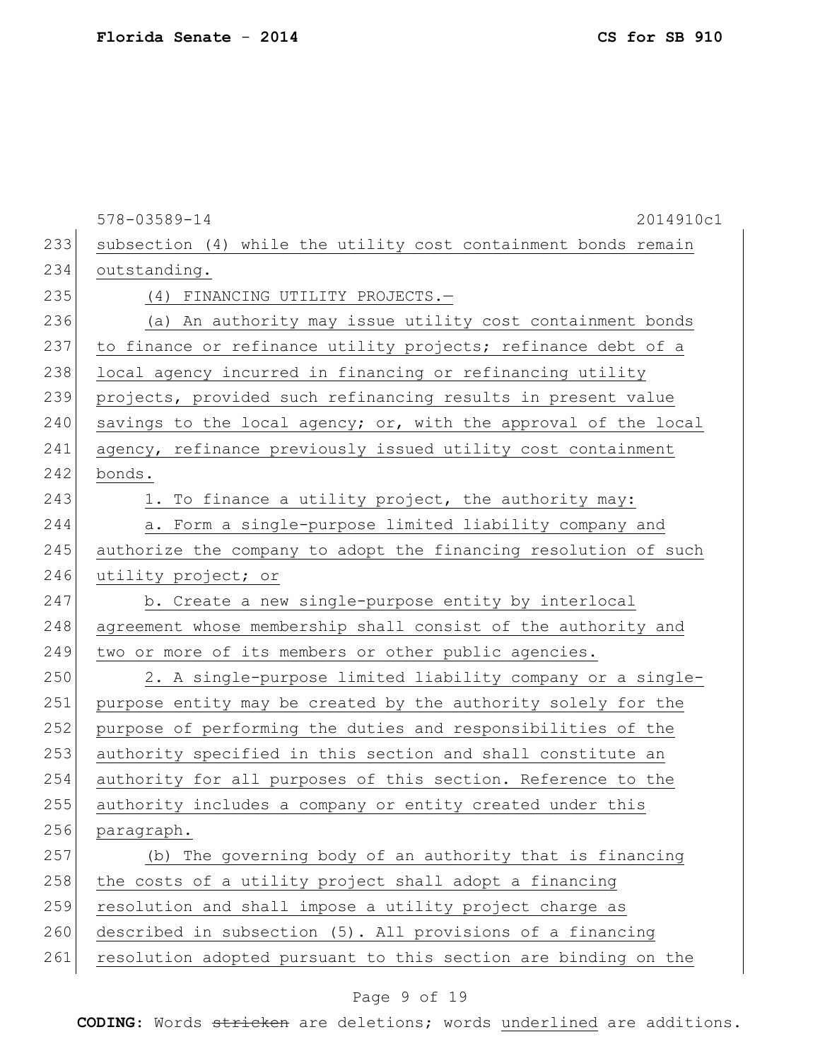subsection (4) while the utility cost containment bonds remain outstanding.

(4) FINANCING UTILITY PROJECTS.—

(a) An authority may issue utility cost containment bonds to finance or refinance utility projects; refinance debt of a local agency incurred in financing or refinancing utility projects, provided such refinancing results in present value savings to the local agency; or, with the approval of the local agency, refinance previously issued utility cost containment bonds.

1. To finance a utility project, the authority may:

a. Form a single-purpose limited liability company and authorize the company to adopt the financing resolution of such utility project; or

b. Create a new single-purpose entity by interlocal agreement whose membership shall consist of the authority and two or more of its members or other public agencies.

2. A single-purpose limited liability company or a single-purpose entity may be created by the authority solely for the purpose of performing the duties and responsibilities of the authority specified in this section and shall constitute an authority for all purposes of this section. Reference to the authority includes a company or entity created under this paragraph.

(b) The governing body of an authority that is financing the costs of a utility project shall adopt a financing resolution and shall impose a utility project charge as described in subsection (5). All provisions of a financing resolution adopted pursuant to this section are binding on the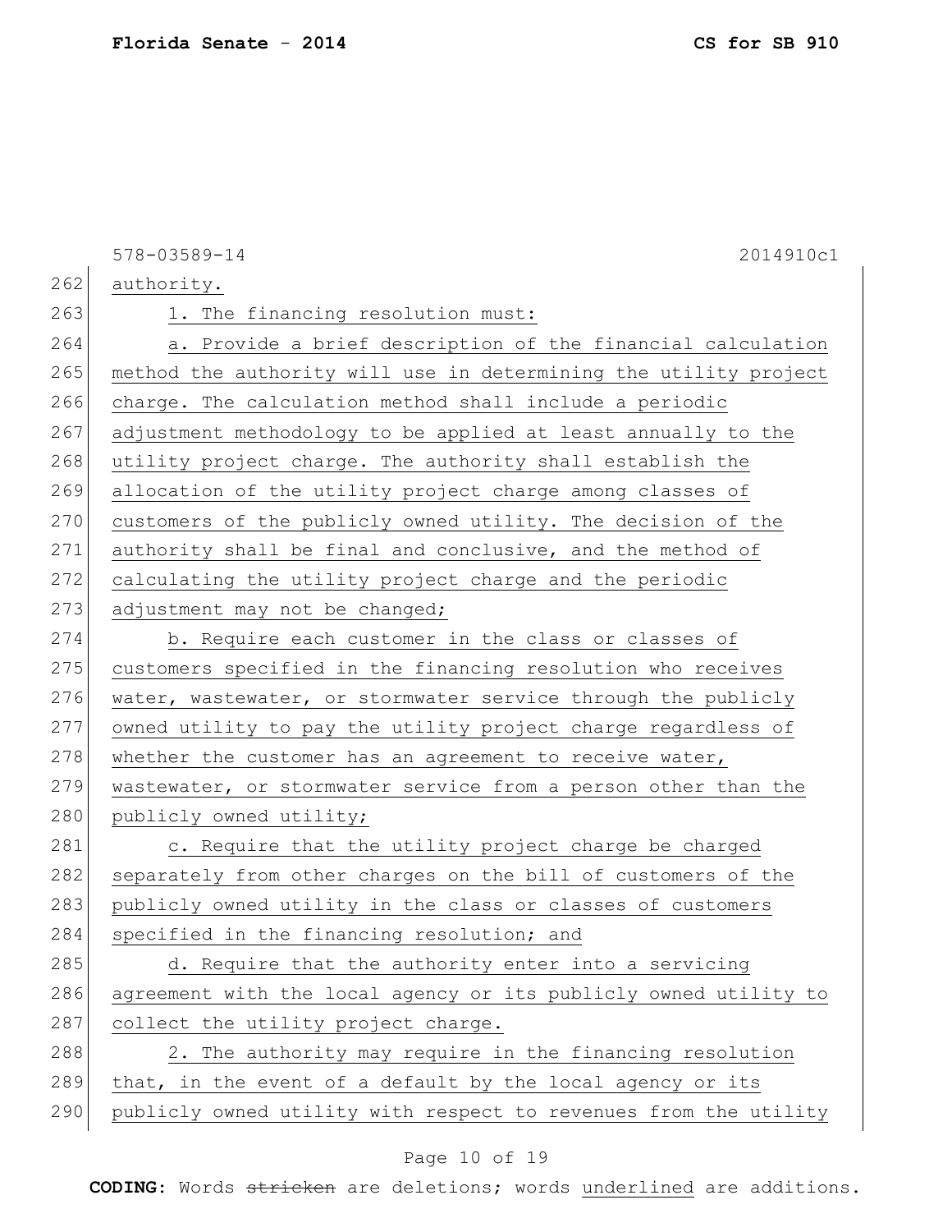authority.

1. The financing resolution must:

a. Provide a brief description of the financial calculation method the authority will use in determining the utility project charge. The calculation method shall include a periodic adjustment methodology to be applied at least annually to the utility project charge. The authority shall establish the allocation of the utility project charge among classes of customers of the publicly owned utility. The decision of the authority shall be final and conclusive, and the method of calculating the utility project charge and the periodic adjustment may not be changed;

b. Require each customer in the class or classes of customers specified in the financing resolution who receives water, wastewater, or stormwater service through the publicly owned utility to pay the utility project charge regardless of whether the customer has an agreement to receive water, wastewater, or stormwater service from a person other than the publicly owned utility;

c. Require that the utility project charge be charged separately from other charges on the bill of customers of the publicly owned utility in the class or classes of customers specified in the financing resolution; and

d. Require that the authority enter into a servicing agreement with the local agency or its publicly owned utility to collect the utility project charge.

2. The authority may require in the financing resolution that, in the event of a default by the local agency or its publicly owned utility with respect to revenues from the utility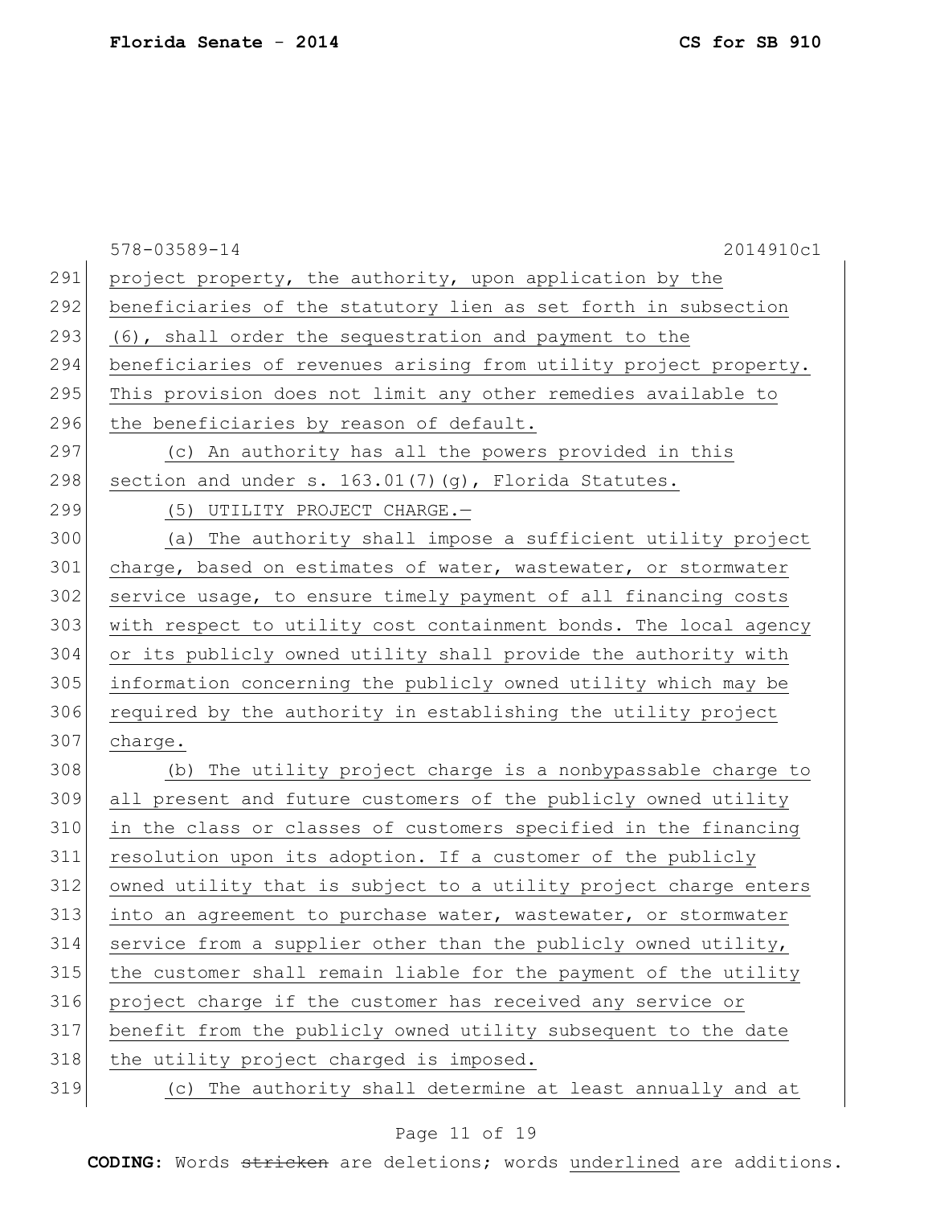project property, the authority, upon application by the beneficiaries of the statutory lien as set forth in subsection (6), shall order the sequestration and payment to the beneficiaries of revenues arising from utility project property. This provision does not limit any other remedies available to the beneficiaries by reason of default.

(c) An authority has all the powers provided in this section and under s. 163.01(7)(g), Florida Statutes.

(5) UTILITY PROJECT CHARGE.—

(a) The authority shall impose a sufficient utility project charge, based on estimates of water, wastewater, or stormwater service usage, to ensure timely payment of all financing costs with respect to utility cost containment bonds. The local agency or its publicly owned utility shall provide the authority with information concerning the publicly owned utility which may be required by the authority in establishing the utility project charge.

(b) The utility project charge is a nonbypassable charge to all present and future customers of the publicly owned utility in the class or classes of customers specified in the financing resolution upon its adoption. If a customer of the publicly owned utility that is subject to a utility project charge enters into an agreement to purchase water, wastewater, or stormwater service from a supplier other than the publicly owned utility, the customer shall remain liable for the payment of the utility project charge if the customer has received any service or benefit from the publicly owned utility subsequent to the date the utility project charged is imposed.

(c) The authority shall determine at least annually and at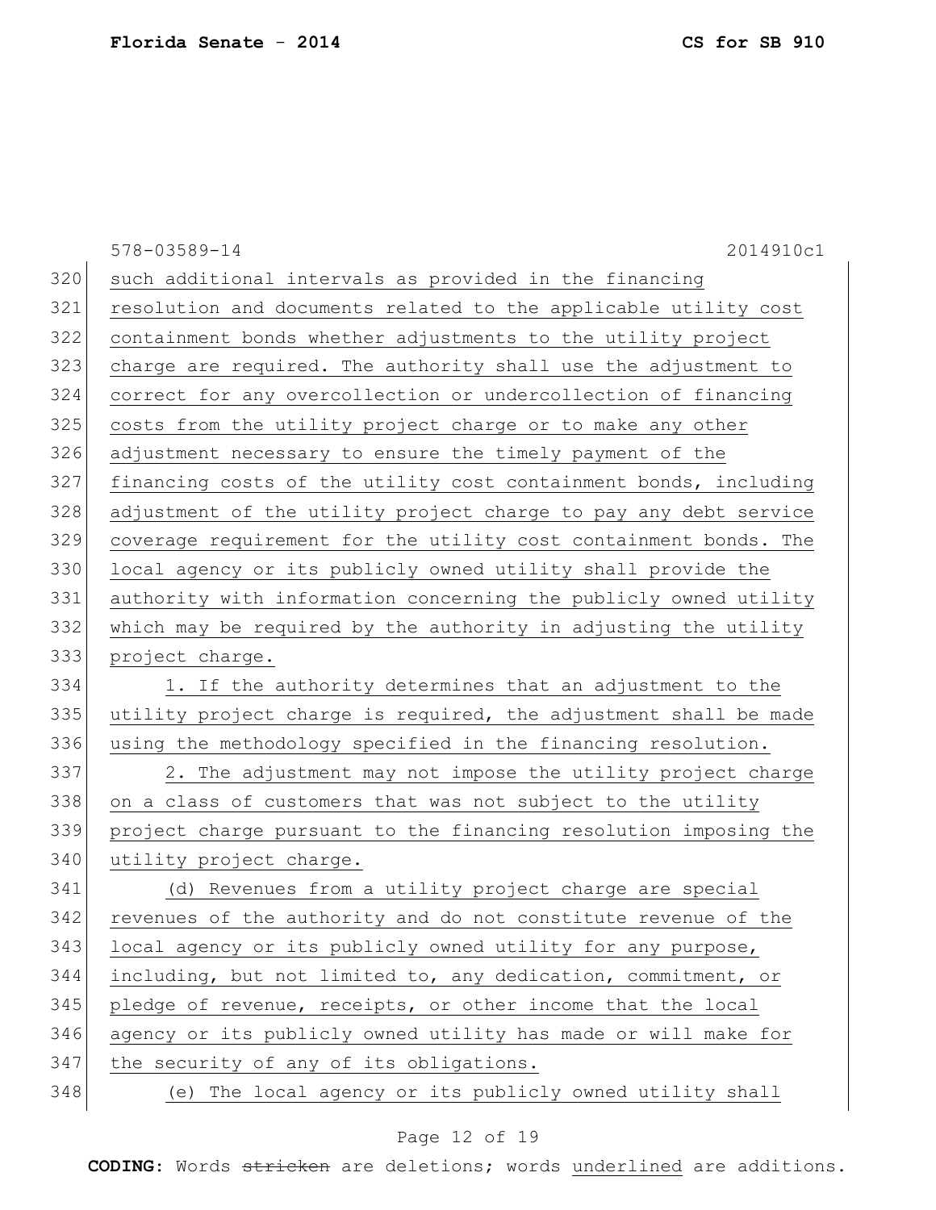such additional intervals as provided in the financing resolution and documents related to the applicable utility cost containment bonds whether adjustments to the utility project charge are required. The authority shall use the adjustment to correct for any overcollection or undercollection of financing costs from the utility project charge or to make any other adjustment necessary to ensure the timely payment of the financing costs of the utility cost containment bonds, including adjustment of the utility project charge to pay any debt service coverage requirement for the utility cost containment bonds. The local agency or its publicly owned utility shall provide the authority with information concerning the publicly owned utility which may be required by the authority in adjusting the utility project charge.

1. If the authority determines that an adjustment to the utility project charge is required, the adjustment shall be made using the methodology specified in the financing resolution.

2. The adjustment may not impose the utility project charge on a class of customers that was not subject to the utility project charge pursuant to the financing resolution imposing the utility project charge.

(d) Revenues from a utility project charge are special revenues of the authority and do not constitute revenue of the local agency or its publicly owned utility for any purpose, including, but not limited to, any dedication, commitment, or pledge of revenue, receipts, or other income that the local agency or its publicly owned utility has made or will make for the security of any of its obligations.

(e) The local agency or its publicly owned utility shall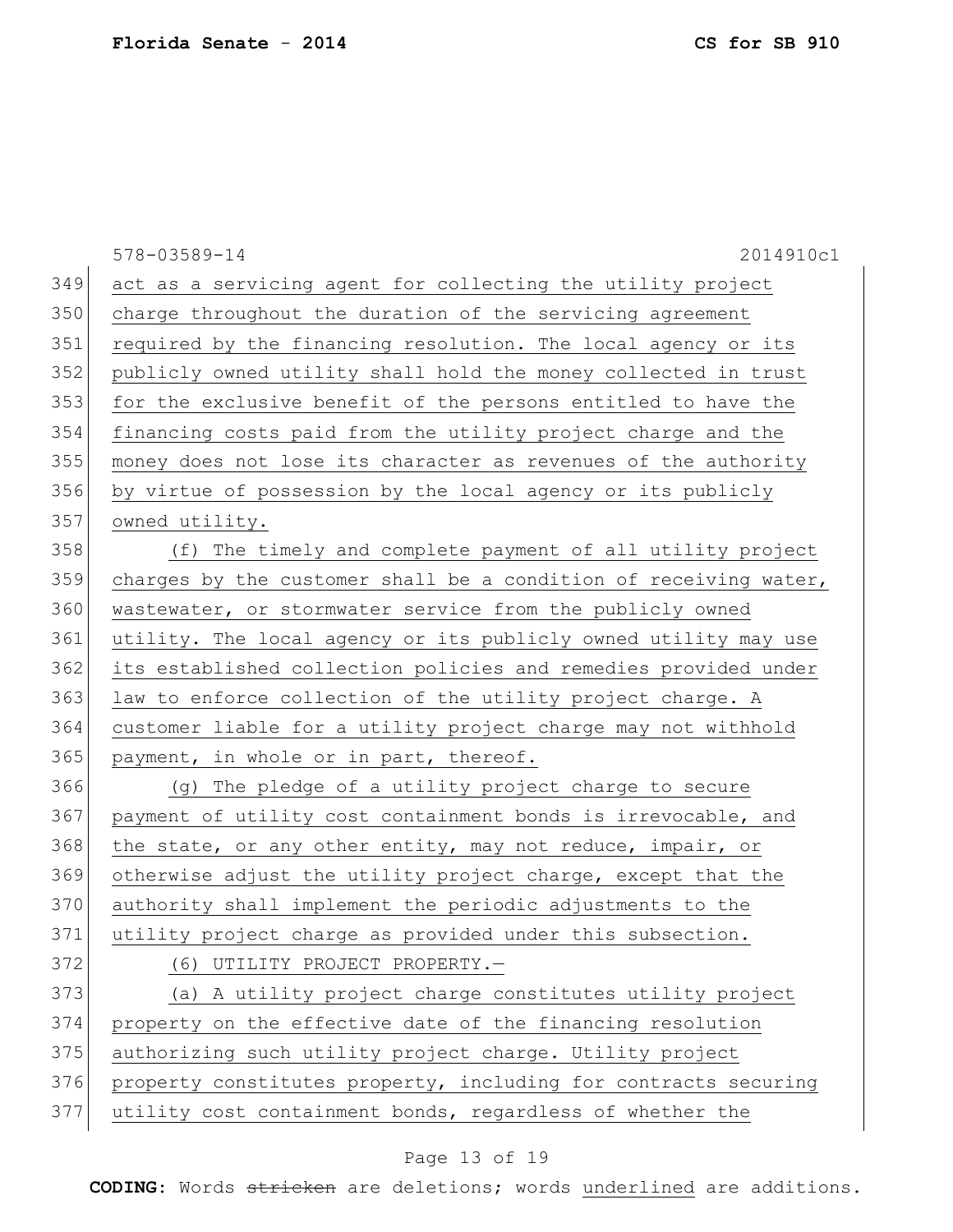act as a servicing agent for collecting the utility project charge throughout the duration of the servicing agreement required by the financing resolution. The local agency or its publicly owned utility shall hold the money collected in trust for the exclusive benefit of the persons entitled to have the financing costs paid from the utility project charge and the money does not lose its character as revenues of the authority by virtue of possession by the local agency or its publicly owned utility.

(f) The timely and complete payment of all utility project charges by the customer shall be a condition of receiving water, wastewater, or stormwater service from the publicly owned utility. The local agency or its publicly owned utility may use its established collection policies and remedies provided under law to enforce collection of the utility project charge. A customer liable for a utility project charge may not withhold payment, in whole or in part, thereof.

(g) The pledge of a utility project charge to secure payment of utility cost containment bonds is irrevocable, and the state, or any other entity, may not reduce, impair, or otherwise adjust the utility project charge, except that the authority shall implement the periodic adjustments to the utility project charge as provided under this subsection.

(6) UTILITY PROJECT PROPERTY.—

(a) A utility project charge constitutes utility project property on the effective date of the financing resolution authorizing such utility project charge. Utility project property constitutes property, including for contracts securing utility cost containment bonds, regardless of whether the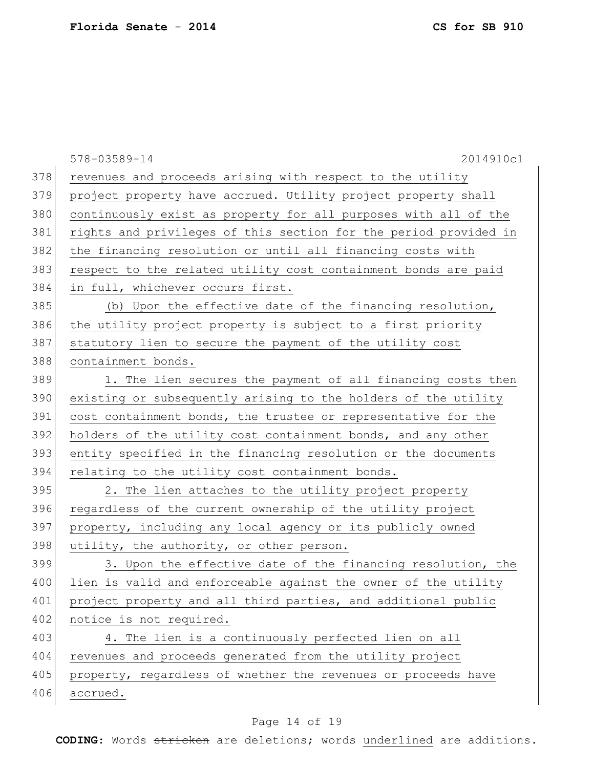revenues and proceeds arising with respect to the utility project property have accrued. Utility project property shall continuously exist as property for all purposes with all of the rights and privileges of this section for the period provided in the financing resolution or until all financing costs with respect to the related utility cost containment bonds are paid in full, whichever occurs first.

(b) Upon the effective date of the financing resolution, the utility project property is subject to a first priority statutory lien to secure the payment of the utility cost containment bonds.

1. The lien secures the payment of all financing costs then existing or subsequently arising to the holders of the utility cost containment bonds, the trustee or representative for the holders of the utility cost containment bonds, and any other entity specified in the financing resolution or the documents relating to the utility cost containment bonds.

2. The lien attaches to the utility project property regardless of the current ownership of the utility project property, including any local agency or its publicly owned utility, the authority, or other person.

3. Upon the effective date of the financing resolution, the lien is valid and enforceable against the owner of the utility project property and all third parties, and additional public notice is not required.

4. The lien is a continuously perfected lien on all revenues and proceeds generated from the utility project property, regardless of whether the revenues or proceeds have accrued.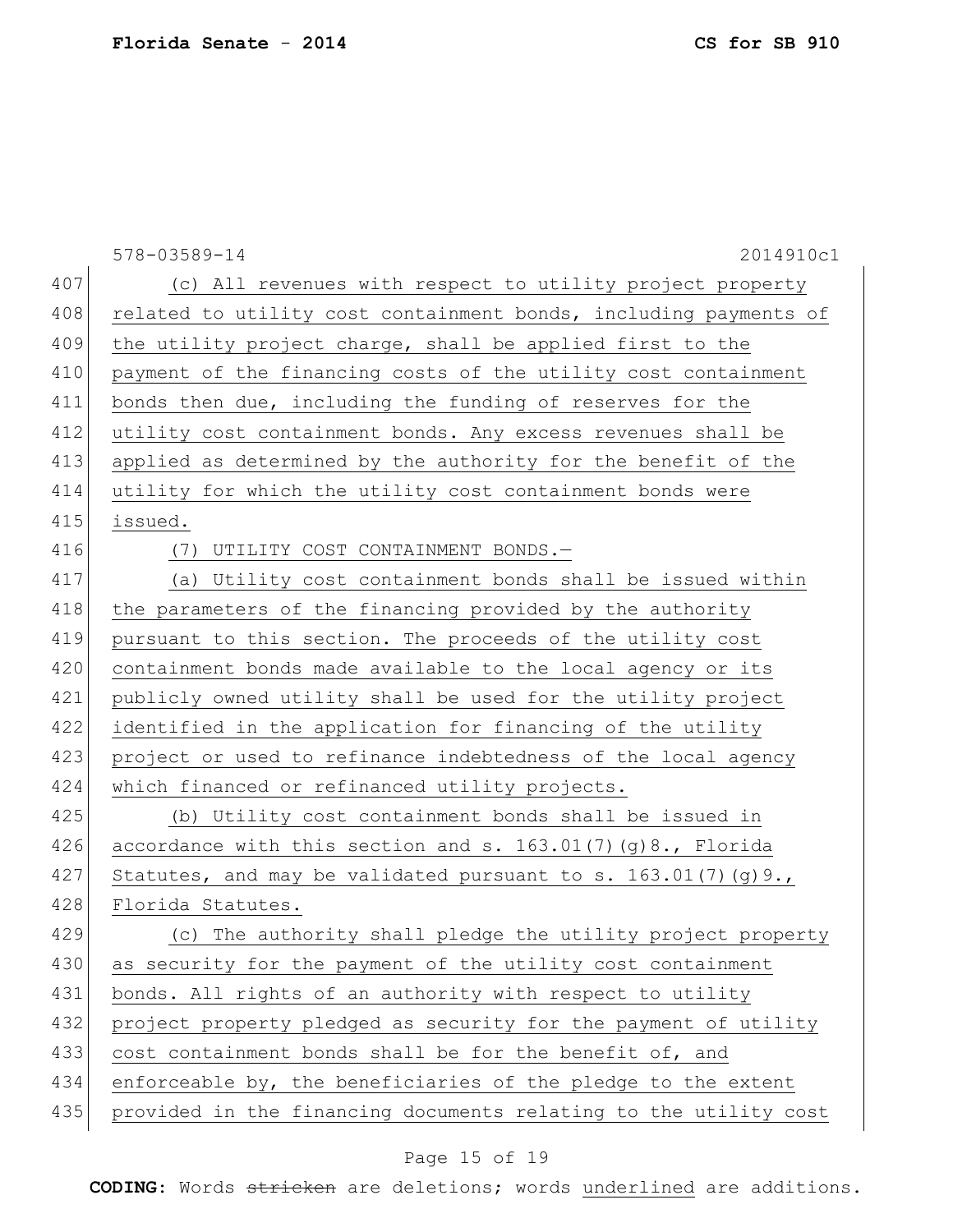(c) All revenues with respect to utility project property related to utility cost containment bonds, including payments of the utility project charge, shall be applied first to the payment of the financing costs of the utility cost containment bonds then due, including the funding of reserves for the utility cost containment bonds. Any excess revenues shall be applied as determined by the authority for the benefit of the utility for which the utility cost containment bonds were issued.

(7) UTILITY COST CONTAINMENT BONDS.—

(a) Utility cost containment bonds shall be issued within the parameters of the financing provided by the authority pursuant to this section. The proceeds of the utility cost containment bonds made available to the local agency or its publicly owned utility shall be used for the utility project identified in the application for financing of the utility project or used to refinance indebtedness of the local agency which financed or refinanced utility projects.

(b) Utility cost containment bonds shall be issued in accordance with this section and s. 163.01(7)(g)8., Florida Statutes, and may be validated pursuant to s. 163.01(7)(g)9., Florida Statutes.

(c) The authority shall pledge the utility project property as security for the payment of the utility cost containment bonds. All rights of an authority with respect to utility project property pledged as security for the payment of utility cost containment bonds shall be for the benefit of, and enforceable by, the beneficiaries of the pledge to the extent provided in the financing documents relating to the utility cost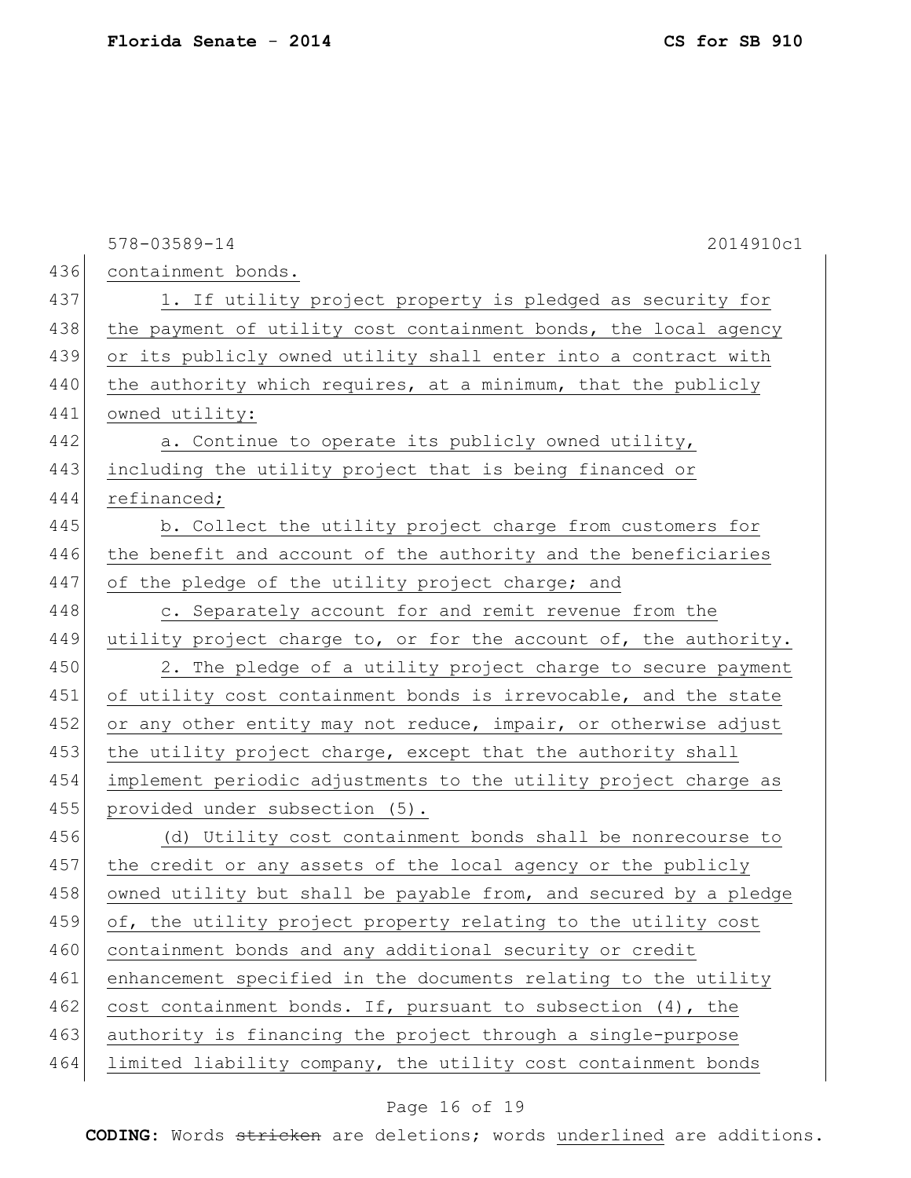containment bonds.

1. If utility project property is pledged as security for the payment of utility cost containment bonds, the local agency or its publicly owned utility shall enter into a contract with the authority which requires, at a minimum, that the publicly owned utility:

a. Continue to operate its publicly owned utility, including the utility project that is being financed or refinanced;

b. Collect the utility project charge from customers for the benefit and account of the authority and the beneficiaries of the pledge of the utility project charge; and

c. Separately account for and remit revenue from the utility project charge to, or for the account of, the authority.

2. The pledge of a utility project charge to secure payment of utility cost containment bonds is irrevocable, and the state or any other entity may not reduce, impair, or otherwise adjust the utility project charge, except that the authority shall implement periodic adjustments to the utility project charge as provided under subsection (5).

(d) Utility cost containment bonds shall be nonrecourse to the credit or any assets of the local agency or the publicly owned utility but shall be payable from, and secured by a pledge of, the utility project property relating to the utility cost containment bonds and any additional security or credit enhancement specified in the documents relating to the utility cost containment bonds. If, pursuant to subsection (4), the authority is financing the project through a single-purpose limited liability company, the utility cost containment bonds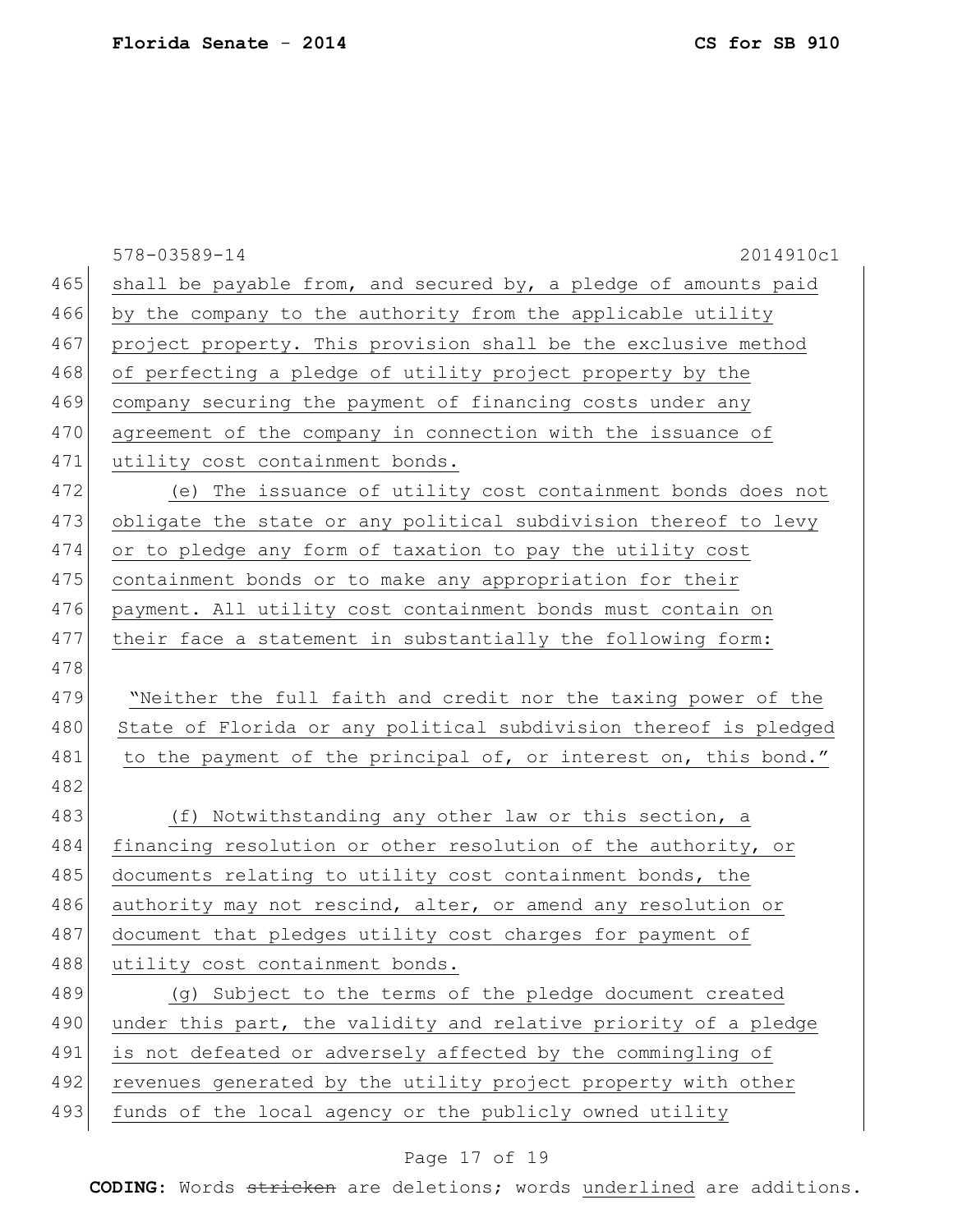shall be payable from, and secured by, a pledge of amounts paid by the company to the authority from the applicable utility project property. This provision shall be the exclusive method of perfecting a pledge of utility project property by the company securing the payment of financing costs under any agreement of the company in connection with the issuance of utility cost containment bonds.

(e) The issuance of utility cost containment bonds does not obligate the state or any political subdivision thereof to levy or to pledge any form of taxation to pay the utility cost containment bonds or to make any appropriation for their payment. All utility cost containment bonds must contain on their face a statement in substantially the following form:

"Neither the full faith and credit nor the taxing power of the State of Florida or any political subdivision thereof is pledged to the payment of the principal of, or interest on, this bond."

(f) Notwithstanding any other law or this section, a financing resolution or other resolution of the authority, or documents relating to utility cost containment bonds, the authority may not rescind, alter, or amend any resolution or document that pledges utility cost charges for payment of utility cost containment bonds.

(g) Subject to the terms of the pledge document created under this part, the validity and relative priority of a pledge is not defeated or adversely affected by the commingling of revenues generated by the utility project property with other funds of the local agency or the publicly owned utility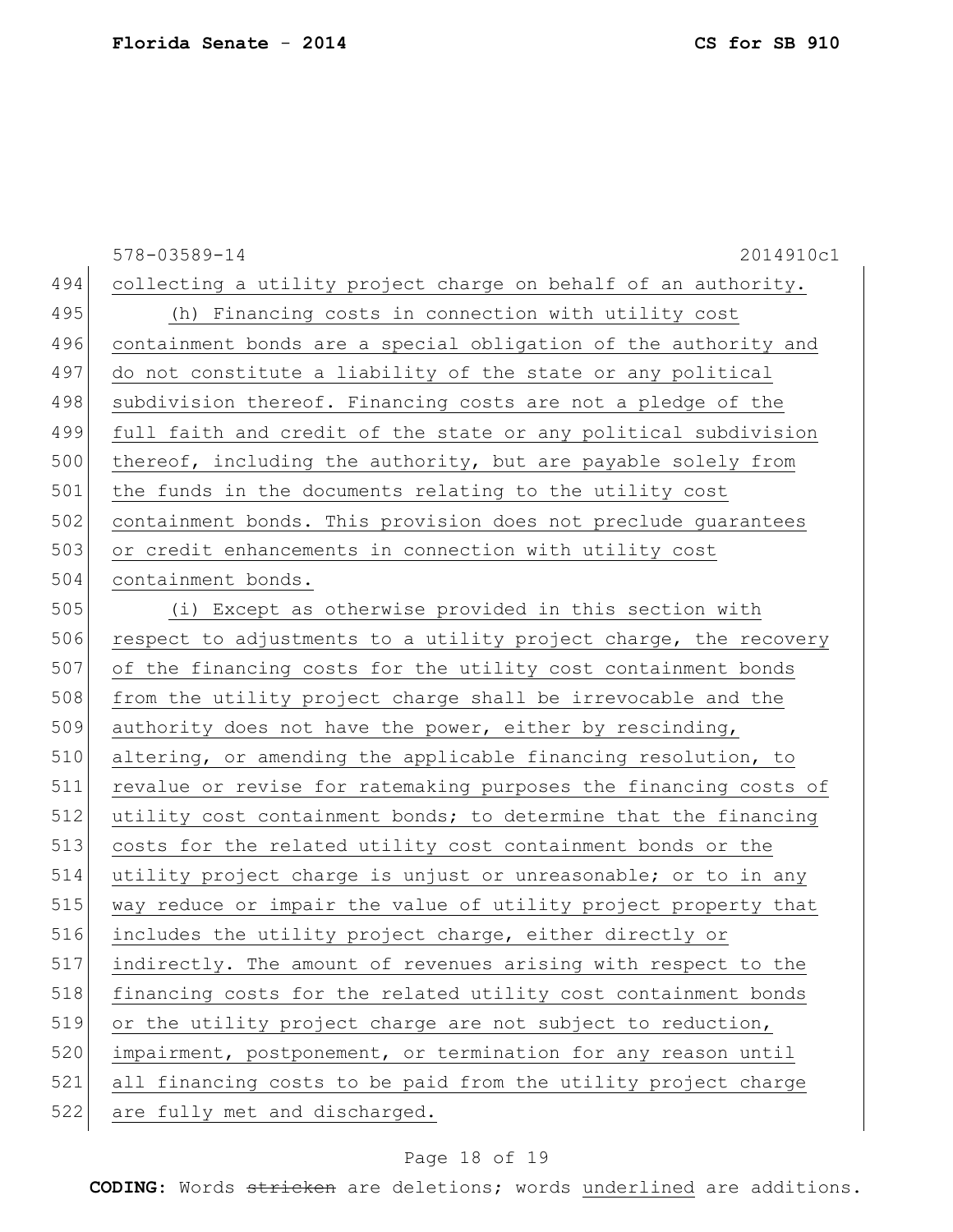collecting a utility project charge on behalf of an authority.

(h) Financing costs in connection with utility cost containment bonds are a special obligation of the authority and do not constitute a liability of the state or any political subdivision thereof. Financing costs are not a pledge of the full faith and credit of the state or any political subdivision thereof, including the authority, but are payable solely from the funds in the documents relating to the utility cost containment bonds. This provision does not preclude guarantees or credit enhancements in connection with utility cost containment bonds.

(i) Except as otherwise provided in this section with respect to adjustments to a utility project charge, the recovery of the financing costs for the utility cost containment bonds from the utility project charge shall be irrevocable and the authority does not have the power, either by rescinding, altering, or amending the applicable financing resolution, to revalue or revise for ratemaking purposes the financing costs of utility cost containment bonds; to determine that the financing costs for the related utility cost containment bonds or the utility project charge is unjust or unreasonable; or to in any way reduce or impair the value of utility project property that includes the utility project charge, either directly or indirectly. The amount of revenues arising with respect to the financing costs for the related utility cost containment bonds or the utility project charge are not subject to reduction, impairment, postponement, or termination for any reason until all financing costs to be paid from the utility project charge are fully met and discharged.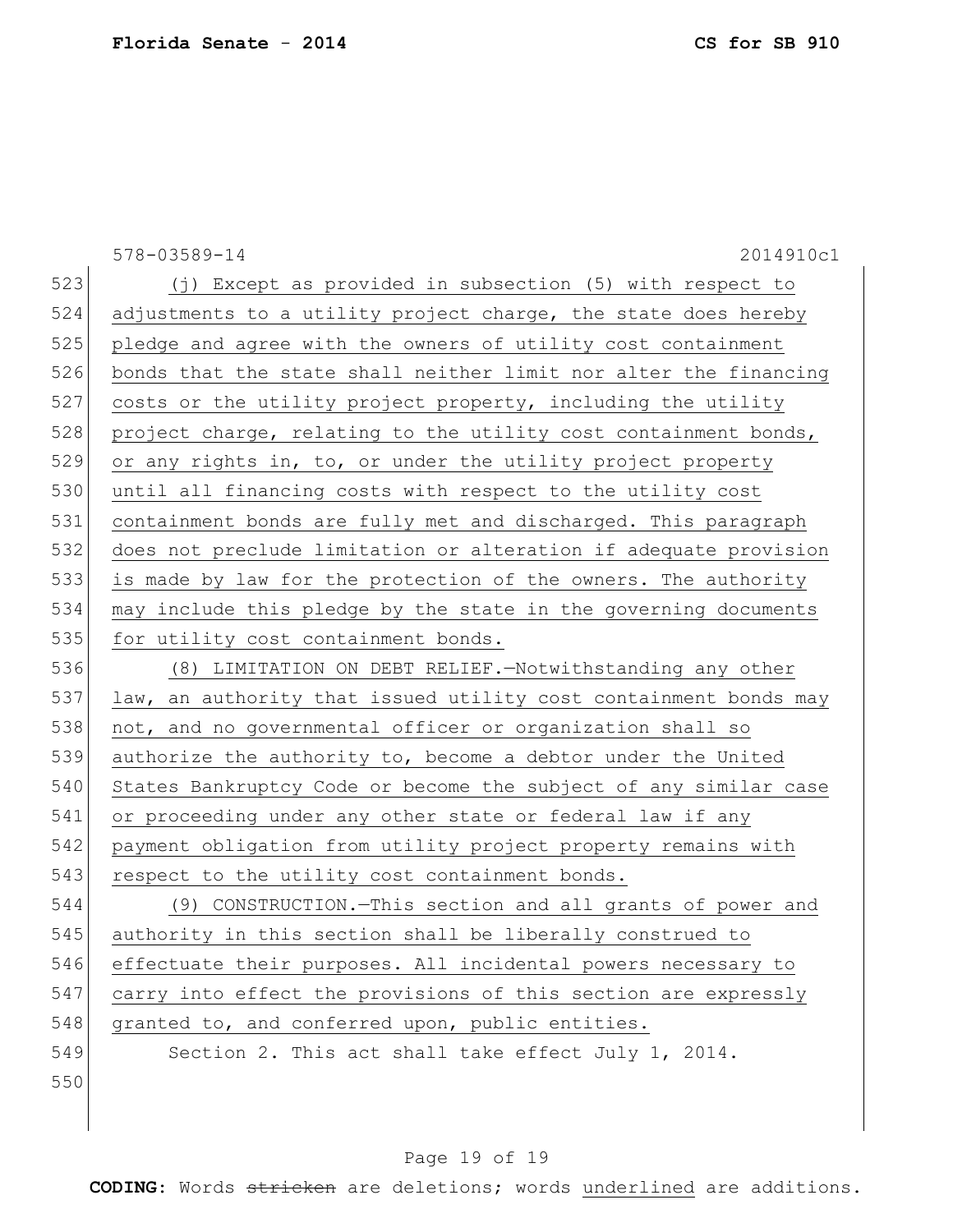(j) Except as provided in subsection (5) with respect to adjustments to a utility project charge, the state does hereby pledge and agree with the owners of utility cost containment bonds that the state shall neither limit nor alter the financing costs or the utility project property, including the utility project charge, relating to the utility cost containment bonds, or any rights in, to, or under the utility project property until all financing costs with respect to the utility cost containment bonds are fully met and discharged. This paragraph does not preclude limitation or alteration if adequate provision is made by law for the protection of the owners. The authority may include this pledge by the state in the governing documents for utility cost containment bonds.

(8) LIMITATION ON DEBT RELIEF.—Notwithstanding any other law, an authority that issued utility cost containment bonds may not, and no governmental officer or organization shall so authorize the authority to, become a debtor under the United States Bankruptcy Code or become the subject of any similar case or proceeding under any other state or federal law if any payment obligation from utility project property remains with respect to the utility cost containment bonds.

(9) CONSTRUCTION.—This section and all grants of power and authority in this section shall be liberally construed to effectuate their purposes. All incidental powers necessary to carry into effect the provisions of this section are expressly granted to, and conferred upon, public entities.

Section 2. This act shall take effect July 1, 2014.